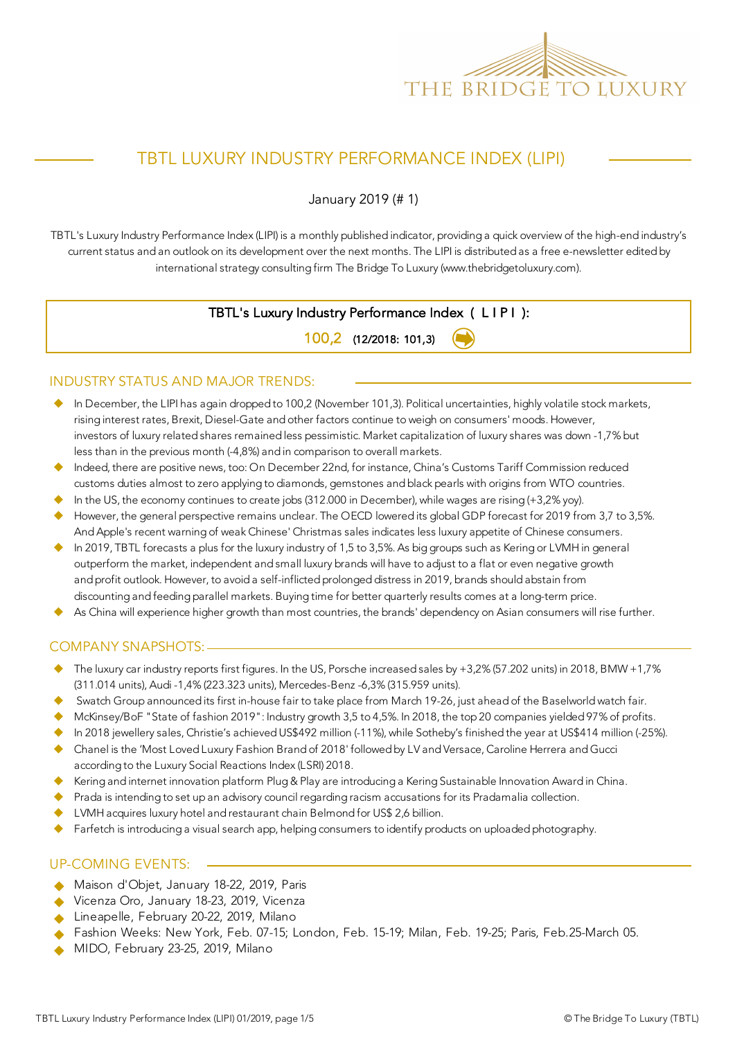THE BRIDGE TO LUXURY

# TBTL LUXURY INDUSTRY PERFORMANCE INDEX (LIPI)

January 2019 (# 1)

TBTL's Luxury Industry Performance Index (LIPI) is a monthly published indicator, providing a quick overview of the high-end industry's current status and an outlook on its development over the next months. The LIPI is distributed as a free e-newsletter edited by international strategy consulting firm The Bridge To Luxury (www.thebridgetoluxury.com).

**TBTL's Luxury Industry Performance Index ( L I P I ):**

**100,2** **(12/2018: 101,3)**

## INDUSTRY STATUS AND MAJOR TRENDS:

- In December, the LIPI has again dropped to 100,2 (November 101,3). Political uncertainties, highly volatile stock markets, rising interest rates, Brexit, Diesel-Gate and other factors continue to weigh on consumers' moods. However, investors of luxury related shares remained less pessimistic. Market capitalization of luxury shares was down -1,7% but less than in the previous month (-4,8%) and in comparison to overall markets.
- Indeed, there are positive news, too: On December 22nd, for instance, China's Customs Tariff Commission reduced customs duties almost to zero applying to diamonds, gemstones and black pearls with origins from WTO countries.
- In the US, the economy continues to create jobs (312.000 in December), while wages are rising (+3,2% yoy).
- However, the general perspective remains unclear. The OECD lowered its global GDP forecast for 2019 from 3,7 to 3,5%. And Apple's recent warning of weak Chinese' Christmas sales indicates less luxury appetite of Chinese consumers.
- In 2019, TBTL forecasts a plus for the luxury industry of 1,5 to 3,5%. As big groups such as Kering or LVMH in general outperform the market, independent and small luxury brands will have to adjust to a flat or even negative growth and profit outlook. However, to avoid a self-inflicted prolonged distress in 2019, brands should abstain from discounting and feeding parallel markets. Buying time for better quarterly results comes at a long-term price.
- As China will experience higher growth than most countries, the brands' dependency on Asian consumers will rise further.

## COMPANY SNAPSHOTS:

- The luxury car industry reports first figures. In the US, Porsche increased sales by +3,2% (57.202 units) in 2018, BMW +1,7% (311.014 units), Audi -1,4% (223.323 units), Mercedes-Benz -6,3% (315.959 units).
- Swatch Group announced its first in-house fair to take place from March 19-26, just ahead of the Baselworld watch fair.
- McKinsey/BoF "State of fashion 2019": Industry growth 3,5 to 4,5%. In 2018, the top 20 companies yielded 97% of profits.
- In 2018 jewellery sales, Christie's achieved US$492 million (-11%), while Sotheby's finished the year at US$414 million (-25%).
- Chanel is the 'Most Loved Luxury Fashion Brand of 2018' followed by LV and Versace, Caroline Herrera and Gucci according to the Luxury Social Reactions Index (LSRI) 2018.
- Kering and internet innovation platform Plug & Play are introducing a Kering Sustainable Innovation Award in China.
- Prada is intending to set up an advisory council regarding racism accusations for its Pradamalia collection.
- LVMH acquires luxury hotel and restaurant chain Belmond for US$ 2,6 billion.
- Farfetch is introducing a visual search app, helping consumers to identify products on uploaded photography.

## UP-COMING EVENTS:

- Maison d'Objet, January 18-22, 2019, Paris
- Vicenza Oro, January 18-23, 2019, Vicenza
- Lineapelle, February 20-22, 2019, Milano
- Fashion Weeks: New York, Feb. 07-15; London, Feb. 15-19; Milan, Feb. 19-25; Paris, Feb.25-March 05.
- MIDO, February 23-25, 2019, Milano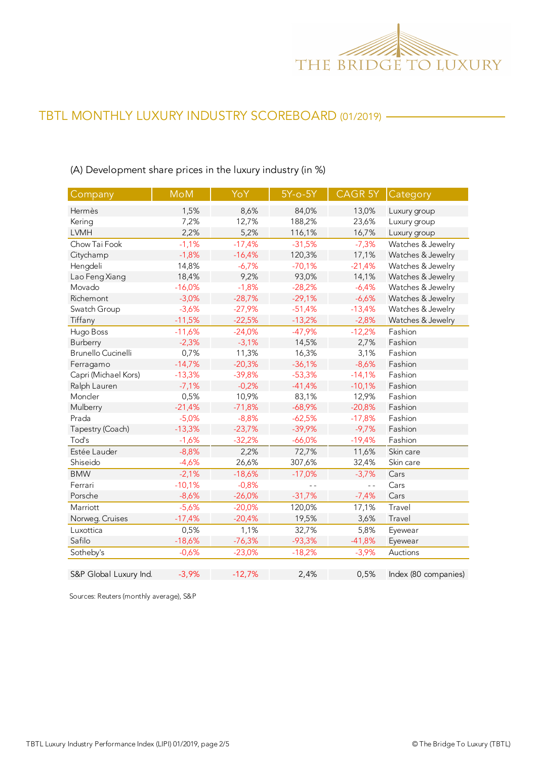# TBTL MONTHLY LUXURY INDUSTRY SCOREBOARD (01/2019)

(A) Development share prices in the luxury industry (in %)

| Company | MoM | YoY | 5Y-o-5Y | CAGR 5Y | Category |
|---|---|---|---|---|---|
| Hermès | 1,5% | 8,6% | 84,0% | 13,0% | Luxury group |
| Kering | 7,2% | 12,7% | 188,2% | 23,6% | Luxury group |
| LVMH | 2,2% | 5,2% | 116,1% | 16,7% | Luxury group |
| Chow Tai Fook | -1,1% | -17,4% | -31,5% | -7,3% | Watches & Jewelry |
| Citychamp | -1,8% | -16,4% | 120,3% | 17,1% | Watches & Jewelry |
| Hengdeli | 14,8% | -6,7% | -70,1% | -21,4% | Watches & Jewelry |
| Lao Feng Xiang | 18,4% | 9,2% | 93,0% | 14,1% | Watches & Jewelry |
| Movado | -16,0% | -1,8% | -28,2% | -6,4% | Watches & Jewelry |
| Richemont | -3,0% | -28,7% | -29,1% | -6,6% | Watches & Jewelry |
| Swatch Group | -3,6% | -27,9% | -51,4% | -13,4% | Watches & Jewelry |
| Tiffany | -11,5% | -22,5% | -13,2% | -2,8% | Watches & Jewelry |
| Hugo Boss | -11,6% | -24,0% | -47,9% | -12,2% | Fashion |
| Burberry | -2,3% | -3,1% | 14,5% | 2,7% | Fashion |
| Brunello Cucinelli | 0,7% | 11,3% | 16,3% | 3,1% | Fashion |
| Ferragamo | -14,7% | -20,3% | -36,1% | -8,6% | Fashion |
| Capri (Michael Kors) | -13,3% | -39,8% | -53,3% | -14,1% | Fashion |
| Ralph Lauren | -7,1% | -0,2% | -41,4% | -10,1% | Fashion |
| Moncler | 0,5% | 10,9% | 83,1% | 12,9% | Fashion |
| Mulberry | -21,4% | -71,8% | -68,9% | -20,8% | Fashion |
| Prada | -5,0% | -8,8% | -62,5% | -17,8% | Fashion |
| Tapestry (Coach) | -13,3% | -23,7% | -39,9% | -9,7% | Fashion |
| Tod's | -1,6% | -32,2% | -66,0% | -19,4% | Fashion |
| Estée Lauder | -8,8% | 2,2% | 72,7% | 11,6% | Skin care |
| Shiseido | -4,6% | 26,6% | 307,6% | 32,4% | Skin care |
| BMW | -2,1% | -18,6% | -17,0% | -3,7% | Cars |
| Ferrari | -10,1% | -0,8% | - - | - - | Cars |
| Porsche | -8,6% | -26,0% | -31,7% | -7,4% | Cars |
| Marriott | -5,6% | -20,0% | 120,0% | 17,1% | Travel |
| Norweg. Cruises | -17,4% | -20,4% | 19,5% | 3,6% | Travel |
| Luxottica | 0,5% | 1,1% | 32,7% | 5,8% | Eyewear |
| Safilo | -18,6% | -76,3% | -93,3% | -41,8% | Eyewear |
| Sotheby's | -0,6% | -23,0% | -18,2% | -3,9% | Auctions |
| S&P Global Luxury Ind. | -3,9% | -12,7% | 2,4% | 0,5% | Index (80 companies) |

Sources: Reuters (monthly average), S&P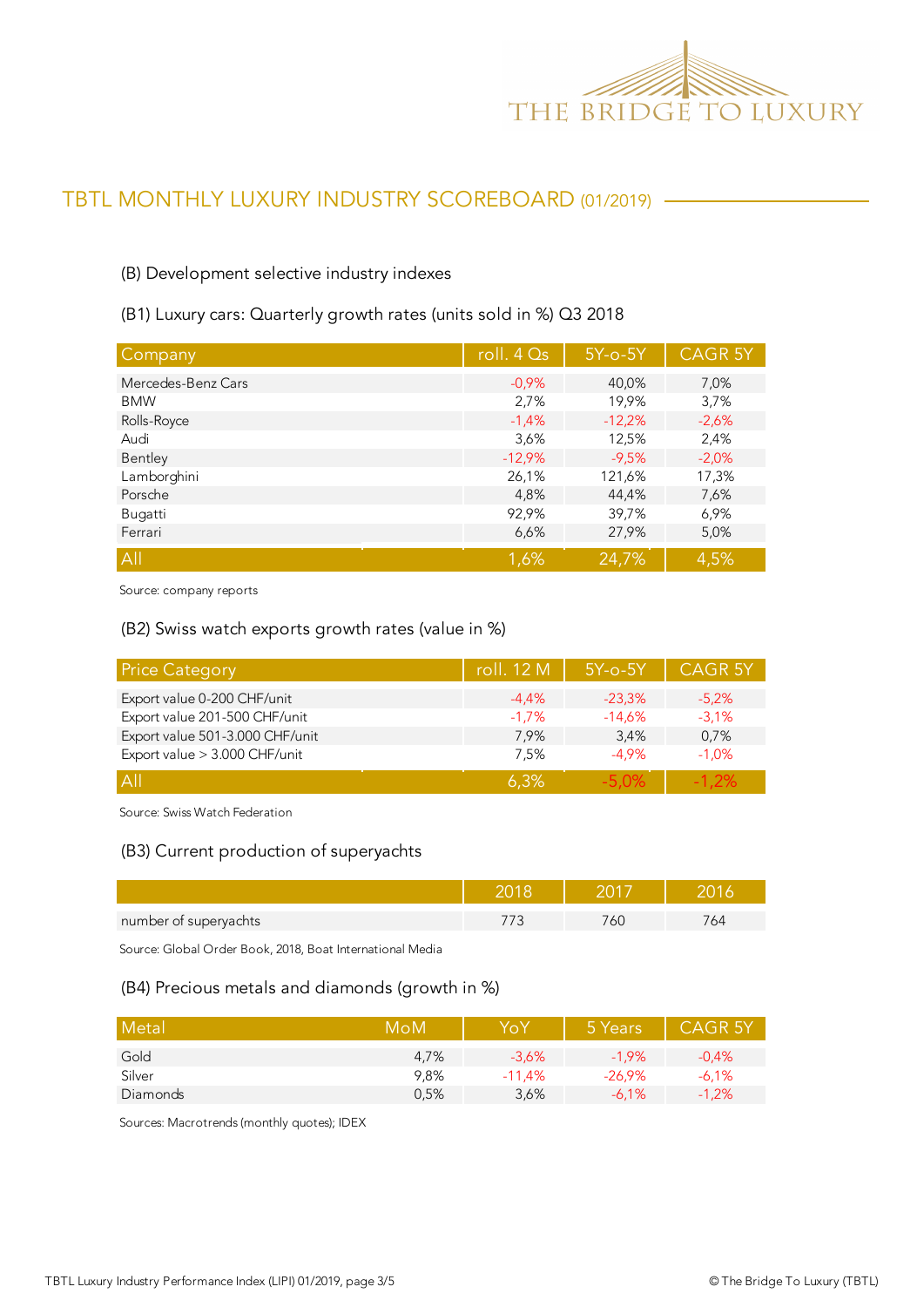## TBTL MONTHLY LUXURY INDUSTRY SCOREBOARD (01/2019)

### (B) Development selective industry indexes

#### (B1) Luxury cars: Quarterly growth rates (units sold in %) Q3 2018

| Company | roll. 4 Qs | 5Y-o-5Y | CAGR 5Y |
|---|---|---|---|
| Mercedes-Benz Cars | -0,9% | 40,0% | 7,0% |
| BMW | 2,7% | 19,9% | 3,7% |
| Rolls-Royce | -1,4% | -12,2% | -2,6% |
| Audi | 3,6% | 12,5% | 2,4% |
| Bentley | -12,9% | -9,5% | -2,0% |
| Lamborghini | 26,1% | 121,6% | 17,3% |
| Porsche | 4,8% | 44,4% | 7,6% |
| Bugatti | 92,9% | 39,7% | 6,9% |
| Ferrari | 6,6% | 27,9% | 5,0% |
| All | 1,6% | 24,7% | 4,5% |

Source: company reports

#### (B2) Swiss watch exports growth rates (value in %)

| Price Category | roll. 12 M | 5Y-o-5Y | CAGR 5Y |
|---|---|---|---|
| Export value 0-200 CHF/unit | -4,4% | -23,3% | -5,2% |
| Export value 201-500 CHF/unit | -1,7% | -14,6% | -3,1% |
| Export value 501-3.000 CHF/unit | 7,9% | 3,4% | 0,7% |
| Export value > 3.000 CHF/unit | 7,5% | -4,9% | -1,0% |
| All | 6,3% | -5,0% | -1,2% |

Source: Swiss Watch Federation

#### (B3) Current production of superyachts

| | 2018 | 2017 | 2016 |
|---|---|---|---|
| number of superyachts | 773 | 760 | 764 |

Source: Global Order Book, 2018, Boat International Media

#### (B4) Precious metals and diamonds (growth in %)

| Metal | MoM | YoY | 5 Years | CAGR 5Y |
|---|---|---|---|---|
| Gold | 4,7% | -3,6% | -1,9% | -0,4% |
| Silver | 9,8% | -11,4% | -26,9% | -6,1% |
| Diamonds | 0,5% | 3,6% | -6,1% | -1,2% |

Sources: Macrotrends (monthly quotes); IDEX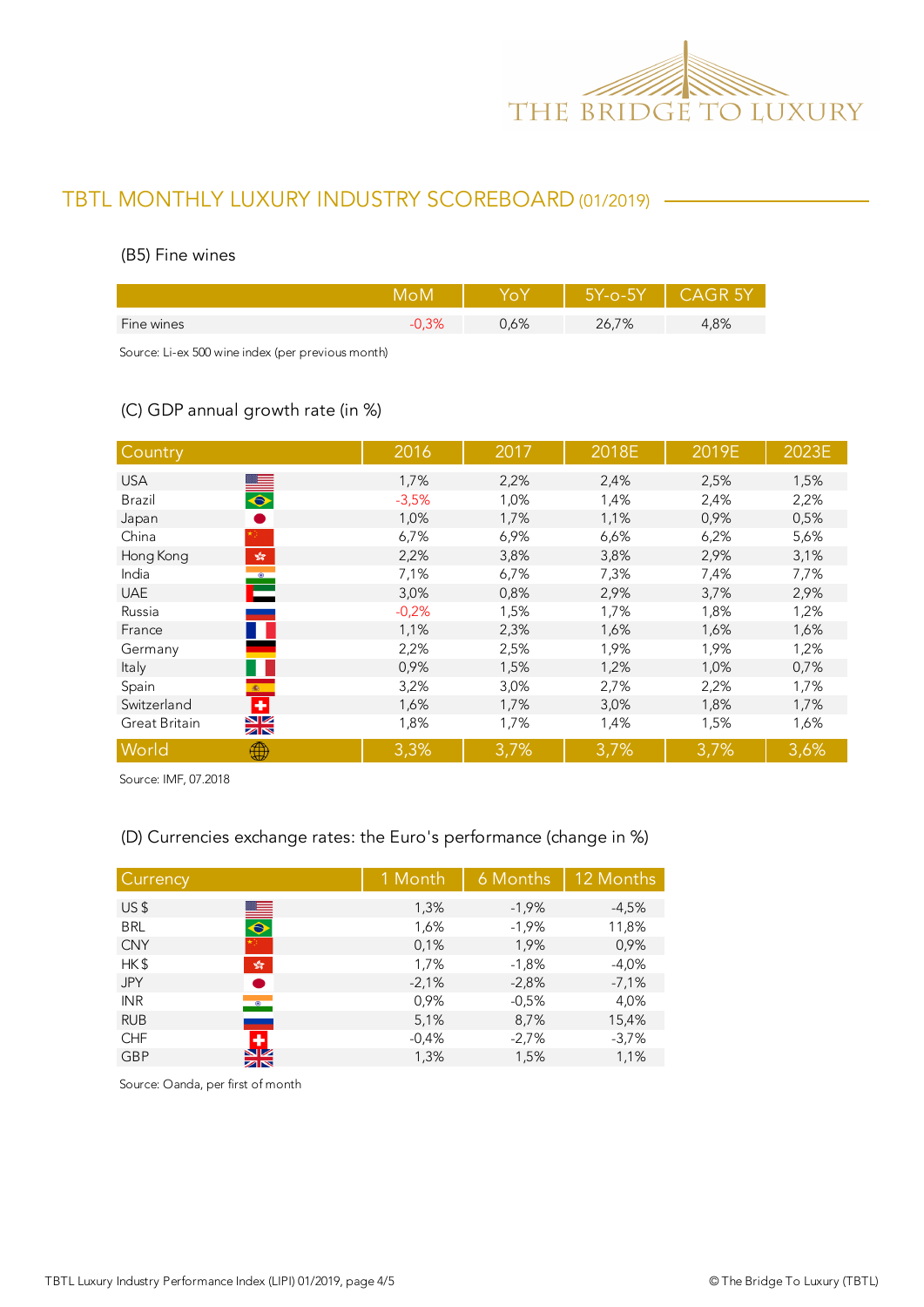## TBTL MONTHLY LUXURY INDUSTRY SCOREBOARD (01/2019)

### (B5) Fine wines

| | MoM | YoY | 5Y-o-5Y | CAGR 5Y |
|---|---|---|---|---|
| Fine wines | -0,3% | 0,6% | 26,7% | 4,8% |

Source: Li-ex 500 wine index (per previous month)

### (C) GDP annual growth rate (in %)

| Country | 2016 | 2017 | 2018E | 2019E | 2023E |
|---|---|---|---|---|---|
| USA | 1,7% | 2,2% | 2,4% | 2,5% | 1,5% |
| Brazil | -3,5% | 1,0% | 1,4% | 2,4% | 2,2% |
| Japan | 1,0% | 1,7% | 1,1% | 0,9% | 0,5% |
| China | 6,7% | 6,9% | 6,6% | 6,2% | 5,6% |
| Hong Kong | 2,2% | 3,8% | 3,8% | 2,9% | 3,1% |
| India | 7,1% | 6,7% | 7,3% | 7,4% | 7,7% |
| UAE | 3,0% | 0,8% | 2,9% | 3,7% | 2,9% |
| Russia | -0,2% | 1,5% | 1,7% | 1,8% | 1,2% |
| France | 1,1% | 2,3% | 1,6% | 1,6% | 1,6% |
| Germany | 2,2% | 2,5% | 1,9% | 1,9% | 1,2% |
| Italy | 0,9% | 1,5% | 1,2% | 1,0% | 0,7% |
| Spain | 3,2% | 3,0% | 2,7% | 2,2% | 1,7% |
| Switzerland | 1,6% | 1,7% | 3,0% | 1,8% | 1,7% |
| Great Britain | 1,8% | 1,7% | 1,4% | 1,5% | 1,6% |
| World | 3,3% | 3,7% | 3,7% | 3,7% | 3,6% |

Source: IMF, 07.2018

### (D) Currencies exchange rates: the Euro's performance (change in %)

| Currency | 1 Month | 6 Months | 12 Months |
|---|---|---|---|
| US $ | 1,3% | -1,9% | -4,5% |
| BRL | 1,6% | -1,9% | 11,8% |
| CNY | 0,1% | 1,9% | 0,9% |
| HK $ | 1,7% | -1,8% | -4,0% |
| JPY | -2,1% | -2,8% | -7,1% |
| INR | 0,9% | -0,5% | 4,0% |
| RUB | 5,1% | 8,7% | 15,4% |
| CHF | -0,4% | -2,7% | -3,7% |
| GBP | 1,3% | 1,5% | 1,1% |

Source: Oanda, per first of month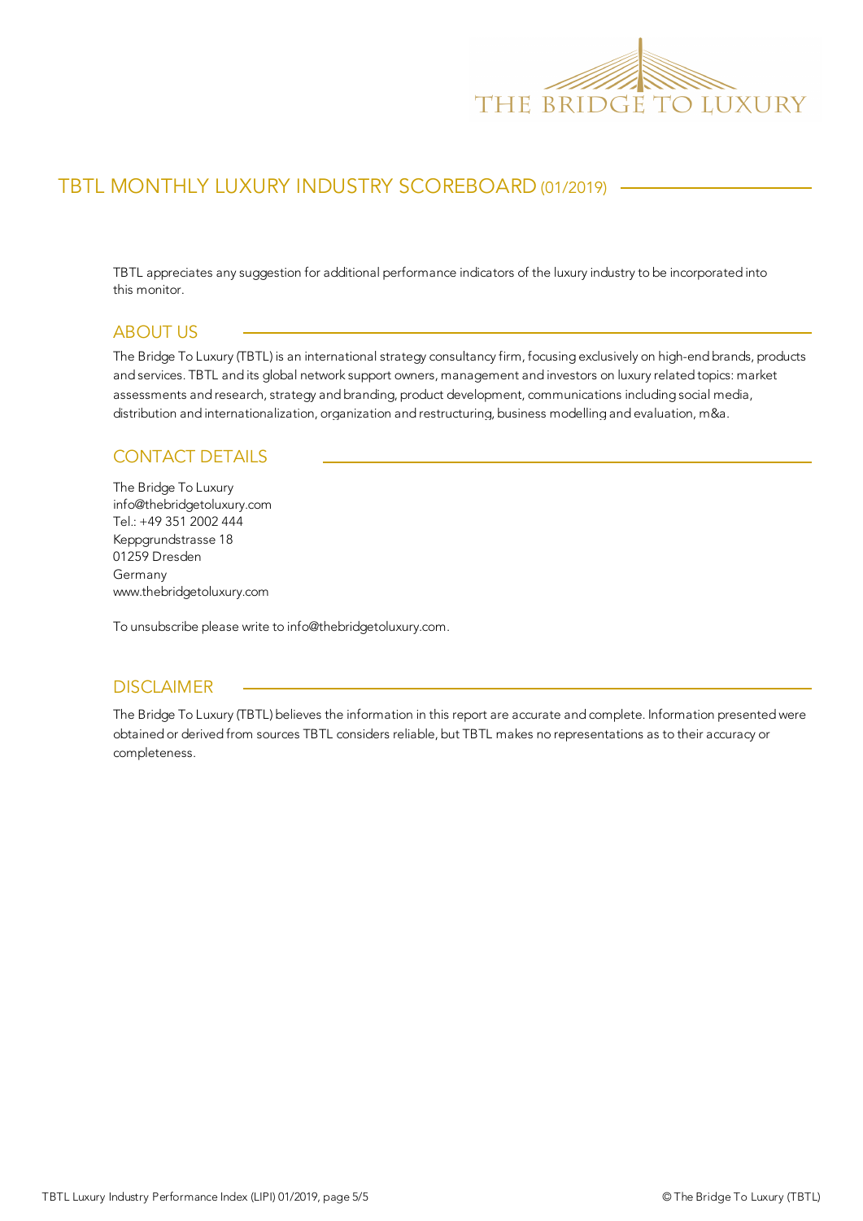# TBTL MONTHLY LUXURY INDUSTRY SCOREBOARD (01/2019)

TBTL appreciates any suggestion for additional performance indicators of the luxury industry to be incorporated into this monitor.

## ABOUT US

The Bridge To Luxury (TBTL) is an international strategy consultancy firm, focusing exclusively on high-end brands, products and services. TBTL and its global network support owners, management and investors on luxury related topics: market assessments and research, strategy and branding, product development, communications including social media, distribution and internationalization, organization and restructuring, business modelling and evaluation, m&a.

## CONTACT DETAILS

The Bridge To Luxury
info@thebridgetoluxury.com
Tel.: +49 351 2002 444
Keppgrundstrasse 18
01259 Dresden
Germany
www.thebridgetoluxury.com

To unsubscribe please write to info@thebridgetoluxury.com.

## DISCLAIMER

The Bridge To Luxury (TBTL) believes the information in this report are accurate and complete. Information presented were obtained or derived from sources TBTL considers reliable, but TBTL makes no representations as to their accuracy or completeness.